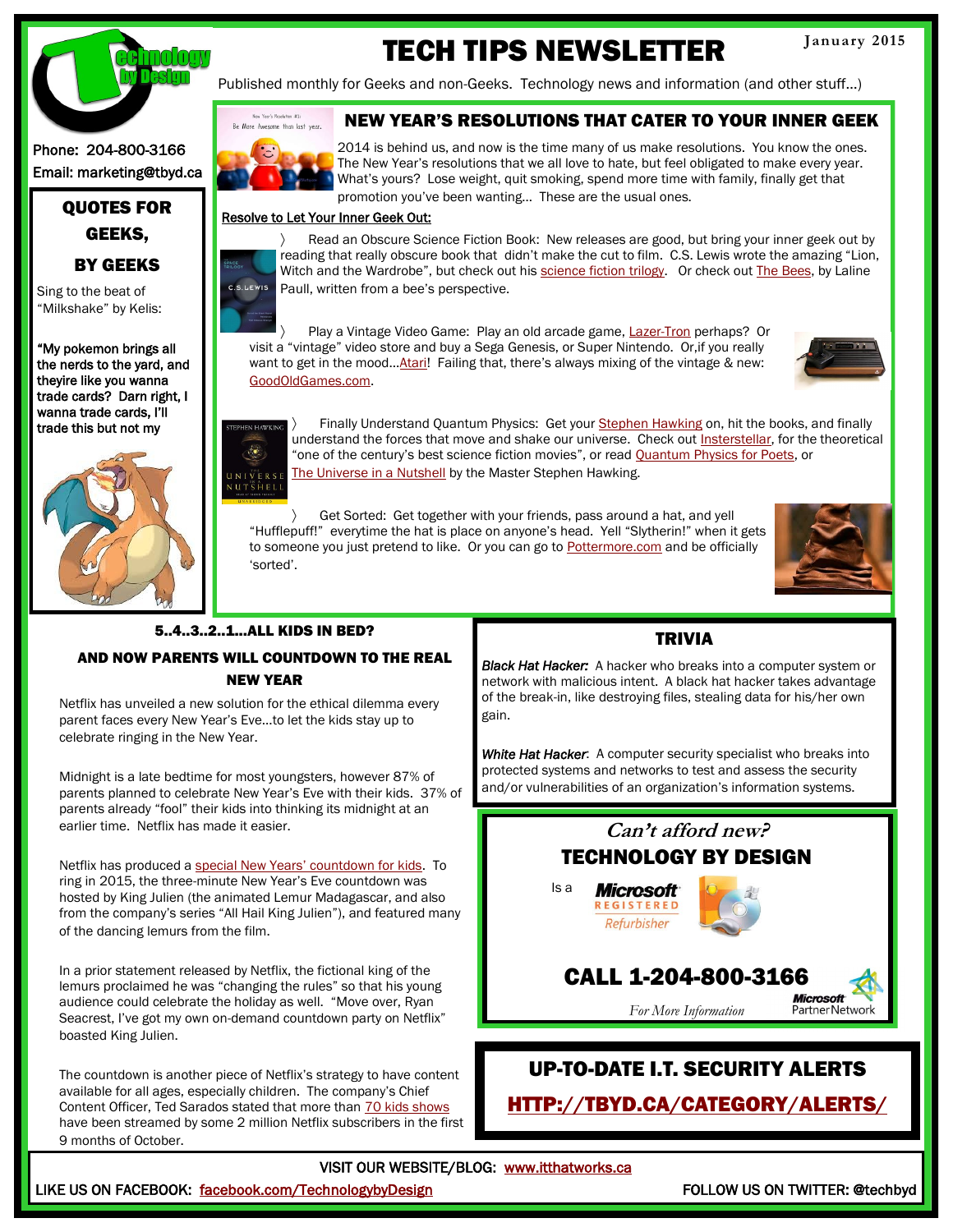# TECH TIPS NEWSLETTER

January 2015

Published monthly for Geeks and non-Geeks. Technology news and information (and other stuff…)

Phone: 204-800-3166
Email: marketing@tbyd.ca

## QUOTES FOR GEEKS, BY GEEKS

Sing to the beat of "Milkshake" by Kelis:

**"My pokemon brings all the nerds to the yard, and theyire like you wanna trade cards? Darn right, I wanna trade cards, I'll trade this but not my**

## NEW YEAR'S RESOLUTIONS THAT CATER TO YOUR INNER GEEK

2014 is behind us, and now is the time many of us make resolutions. You know the ones. The New Year's resolutions that we all love to hate, but feel obligated to make every year. What's yours? Lose weight, quit smoking, spend more time with family, finally get that promotion you've been wanting… These are the usual ones.

**Resolve to Let Your Inner Geek Out:**

- Read an Obscure Science Fiction Book: New releases are good, but bring your inner geek out by reading that really obscure book that didn't make the cut to film. C.S. Lewis wrote the amazing "Lion, Witch and the Wardrobe", but check out his science fiction trilogy. Or check out The Bees, by Laline Paull, written from a bee's perspective.

- Play a Vintage Video Game: Play an old arcade game, Lazer-Tron perhaps? Or visit a "vintage" video store and buy a Sega Genesis, or Super Nintendo. Or,if you really want to get in the mood…Atari! Failing that, there's always mixing of the vintage & new: GoodOldGames.com.

- Finally Understand Quantum Physics: Get your Stephen Hawking on, hit the books, and finally understand the forces that move and shake our universe. Check out Insterstellar, for the theoretical "one of the century's best science fiction movies", or read Quantum Physics for Poets, or The Universe in a Nutshell by the Master Stephen Hawking.

- Get Sorted: Get together with your friends, pass around a hat, and yell "Hufflepuff!" everytime the hat is place on anyone's head. Yell "Slytherin!" when it gets to someone you just pretend to like. Or you can go to Pottermore.com and be officially 'sorted'.

## 5..4..3..2..1…ALL KIDS IN BED? AND NOW PARENTS WILL COUNTDOWN TO THE REAL NEW YEAR

Netflix has unveiled a new solution for the ethical dilemma every parent faces every New Year's Eve…to let the kids stay up to celebrate ringing in the New Year.

Midnight is a late bedtime for most youngsters, however 87% of parents planned to celebrate New Year's Eve with their kids. 37% of parents already "fool" their kids into thinking its midnight at an earlier time. Netflix has made it easier.

Netflix has produced a special New Years' countdown for kids. To ring in 2015, the three-minute New Year's Eve countdown was hosted by King Julien (the animated Lemur Madagascar, and also from the company's series "All Hail King Julien"), and featured many of the dancing lemurs from the film.

In a prior statement released by Netflix, the fictional king of the lemurs proclaimed he was "changing the rules" so that his young audience could celebrate the holiday as well. "Move over, Ryan Seacrest, I've got my own on-demand countdown party on Netflix" boasted King Julien.

The countdown is another piece of Netflix's strategy to have content available for all ages, especially children. The company's Chief Content Officer, Ted Sarados stated that more than 70 kids shows have been streamed by some 2 million Netflix subscribers in the first 9 months of October.

## TRIVIA

***Black Hat Hacker:*** A hacker who breaks into a computer system or network with malicious intent. A black hat hacker takes advantage of the break-in, like destroying files, stealing data for his/her own gain.

***White Hat Hacker*:** A computer security specialist who breaks into protected systems and networks to test and assess the security and/or vulnerabilities of an organization's information systems.

***Can't afford new?***

**TECHNOLOGY BY DESIGN**

Is a Microsoft REGISTERED Refurbisher

**CALL 1-204-800-3166**

*For More Information*

Microsoft Partner Network

## UP-TO-DATE I.T. SECURITY ALERTS

**HTTP://TBYD.CA/CATEGORY/ALERTS/**

VISIT OUR WEBSITE/BLOG: www.itthatworks.ca

LIKE US ON FACEBOOK: facebook.com/TechnologybyDesign

FOLLOW US ON TWITTER: @techbyd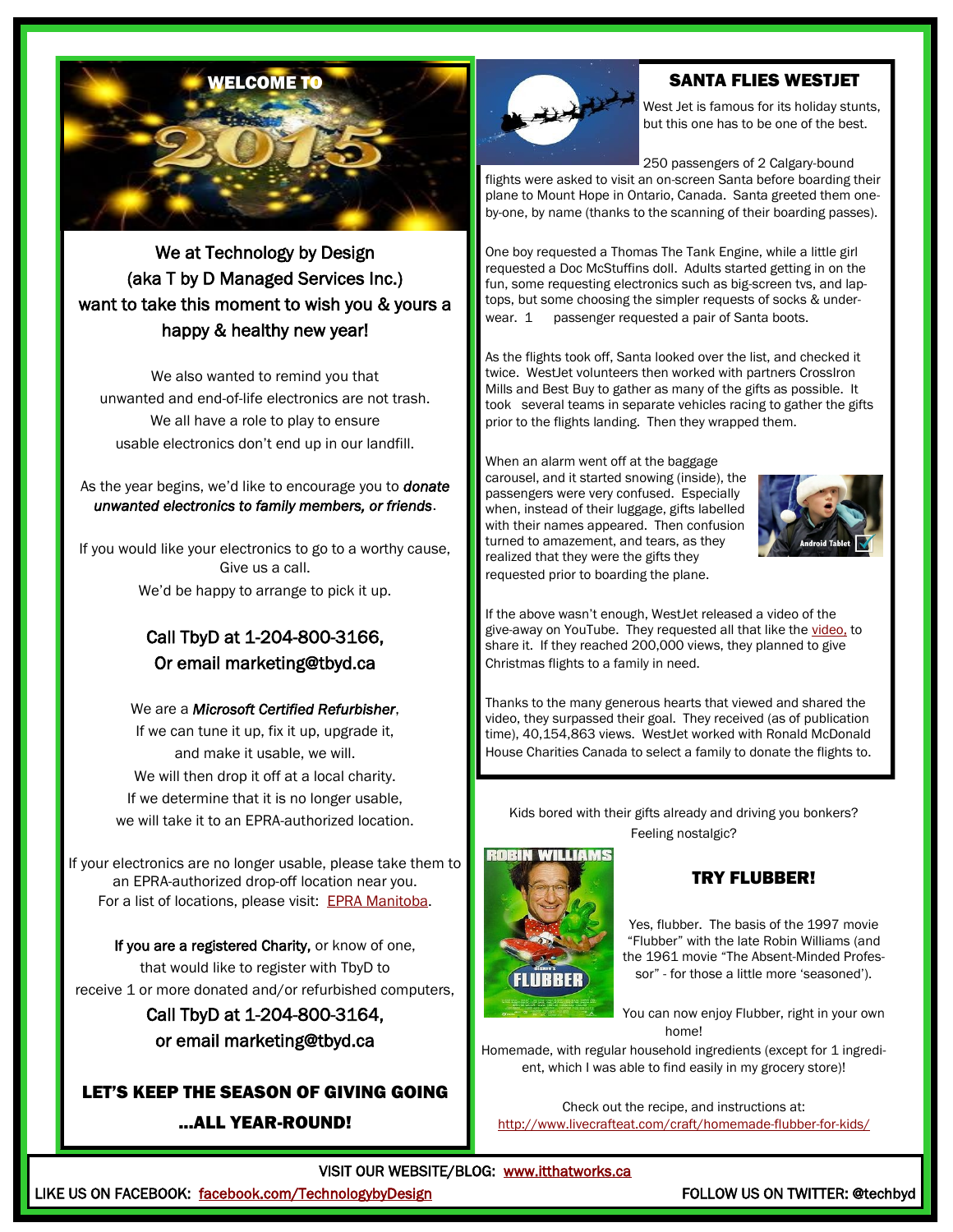WELCOME TO 2015

We at Technology by Design
(aka T by D Managed Services Inc.)
want to take this moment to wish you & yours a happy & healthy new year!

We also wanted to remind you that unwanted and end-of-life electronics are not trash. We all have a role to play to ensure usable electronics don't end up in our landfill.

As the year begins, we'd like to encourage you to ***donate unwanted electronics to family members, or friends***.

If you would like your electronics to go to a worthy cause, Give us a call.
We'd be happy to arrange to pick it up.

**Call TbyD at 1-204-800-3166,**
**Or email marketing@tbyd.ca**

We are a ***Microsoft Certified Refurbisher***,
If we can tune it up, fix it up, upgrade it, and make it usable, we will.
We will then drop it off at a local charity.
If we determine that it is no longer usable, we will take it to an EPRA-authorized location.

If your electronics are no longer usable, please take them to an EPRA-authorized drop-off location near you.
For a list of locations, please visit: EPRA Manitoba.

**If you are a registered Charity,** or know of one, that would like to register with TbyD to receive 1 or more donated and/or refurbished computers,

**Call TbyD at 1-204-800-3164,**
**or email marketing@tbyd.ca**

**LET'S KEEP THE SEASON OF GIVING GOING ...ALL YEAR-ROUND!**

## SANTA FLIES WESTJET

West Jet is famous for its holiday stunts, but this one has to be one of the best.

250 passengers of 2 Calgary-bound flights were asked to visit an on-screen Santa before boarding their plane to Mount Hope in Ontario, Canada. Santa greeted them one-by-one, by name (thanks to the scanning of their boarding passes).

One boy requested a Thomas The Tank Engine, while a little girl requested a Doc McStuffins doll. Adults started getting in on the fun, some requesting electronics such as big-screen tvs, and lap-tops, but some choosing the simpler requests of socks & under-wear. 1 passenger requested a pair of Santa boots.

As the flights took off, Santa looked over the list, and checked it twice. WestJet volunteers then worked with partners CrossIron Mills and Best Buy to gather as many of the gifts as possible. It took several teams in separate vehicles racing to gather the gifts prior to the flights landing. Then they wrapped them.

When an alarm went off at the baggage carousel, and it started snowing (inside), the passengers were very confused. Especially when, instead of their luggage, gifts labelled with their names appeared. Then confusion turned to amazement, and tears, as they realized that they were the gifts they requested prior to boarding the plane.

Android Tablet

If the above wasn't enough, WestJet released a video of the give-away on YouTube. They requested all that like the video, to share it. If they reached 200,000 views, they planned to give Christmas flights to a family in need.

Thanks to the many generous hearts that viewed and shared the video, they surpassed their goal. They received (as of publication time), 40,154,863 views. WestJet worked with Ronald McDonald House Charities Canada to select a family to donate the flights to.

Kids bored with their gifts already and driving you bonkers?
Feeling nostalgic?

## TRY FLUBBER!

Yes, flubber. The basis of the 1997 movie "Flubber" with the late Robin Williams (and the 1961 movie "The Absent-Minded Profes-sor" - for those a little more 'seasoned').

You can now enjoy Flubber, right in your own home!
Homemade, with regular household ingredients (except for 1 ingredi-ent, which I was able to find easily in my grocery store)!

Check out the recipe, and instructions at:
http://www.livecrafteat.com/craft/homemade-flubber-for-kids/

VISIT OUR WEBSITE/BLOG: www.itthatworks.ca
LIKE US ON FACEBOOK: facebook.com/TechnologybyDesign
FOLLOW US ON TWITTER: @techbyd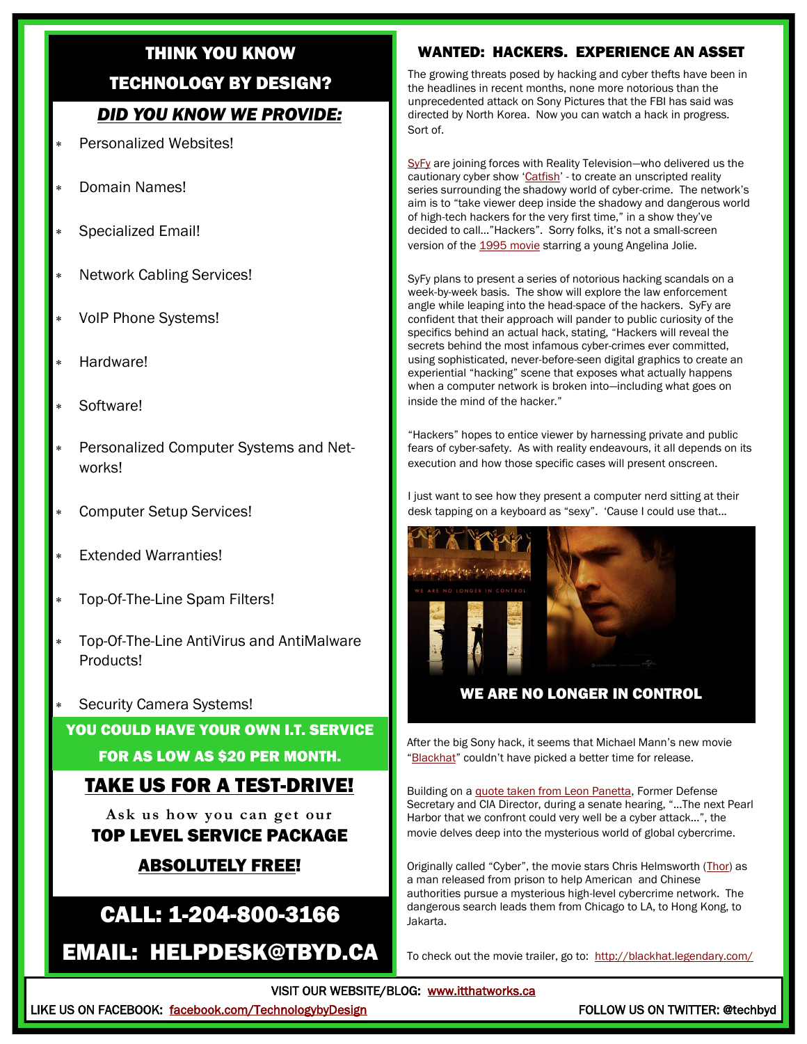## THINK YOU KNOW TECHNOLOGY BY DESIGN?

### *DID YOU KNOW WE PROVIDE:*

- Personalized Websites!
- Domain Names!
- Specialized Email!
- Network Cabling Services!
- VoIP Phone Systems!
- Hardware!
- Software!
- Personalized Computer Systems and Networks!
- Computer Setup Services!
- Extended Warranties!
- Top-Of-The-Line Spam Filters!
- Top-Of-The-Line AntiVirus and AntiMalware Products!
- Security Camera Systems!

**YOU COULD HAVE YOUR OWN I.T. SERVICE FOR AS LOW AS $20 PER MONTH.**

**TAKE US FOR A TEST-DRIVE!**

Ask us how you can get our
**TOP LEVEL SERVICE PACKAGE**
**ABSOLUTELY FREE!**

**CALL: 1-204-800-3166**

**EMAIL: HELPDESK@TBYD.CA**

## WANTED: HACKERS. EXPERIENCE AN ASSET

The growing threats posed by hacking and cyber thefts have been in the headlines in recent months, none more notorious than the unprecedented attack on Sony Pictures that the FBI has said was directed by North Korea. Now you can watch a hack in progress. Sort of.

SyFy are joining forces with Reality Television—who delivered us the cautionary cyber show 'Catfish' - to create an unscripted reality series surrounding the shadowy world of cyber-crime. The network's aim is to "take viewer deep inside the shadowy and dangerous world of high-tech hackers for the very first time," in a show they've decided to call…"Hackers". Sorry folks, it's not a small-screen version of the 1995 movie starring a young Angelina Jolie.

SyFy plans to present a series of notorious hacking scandals on a week-by-week basis. The show will explore the law enforcement angle while leaping into the head-space of the hackers. SyFy are confident that their approach will pander to public curiosity of the specifics behind an actual hack, stating, "Hackers will reveal the secrets behind the most infamous cyber-crimes ever committed, using sophisticated, never-before-seen digital graphics to create an experiential "hacking" scene that exposes what actually happens when a computer network is broken into—including what goes on inside the mind of the hacker."

"Hackers" hopes to entice viewer by harnessing private and public fears of cyber-safety. As with reality endeavours, it all depends on its execution and how those specific cases will present onscreen.

I just want to see how they present a computer nerd sitting at their desk tapping on a keyboard as "sexy". 'Cause I could use that…

WE ARE NO LONGER IN CONTROL

After the big Sony hack, it seems that Michael Mann's new movie "Blackhat" couldn't have picked a better time for release.

Building on a quote taken from Leon Panetta, Former Defense Secretary and CIA Director, during a senate hearing, "…The next Pearl Harbor that we confront could very well be a cyber attack…", the movie delves deep into the mysterious world of global cybercrime.

Originally called "Cyber", the movie stars Chris Helmsworth (Thor) as a man released from prison to help American and Chinese authorities pursue a mysterious high-level cybercrime network. The dangerous search leads them from Chicago to LA, to Hong Kong, to Jakarta.

To check out the movie trailer, go to: http://blackhat.legendary.com/

VISIT OUR WEBSITE/BLOG: www.itthatworks.ca

LIKE US ON FACEBOOK: facebook.com/TechnologybyDesign

FOLLOW US ON TWITTER: @techbyd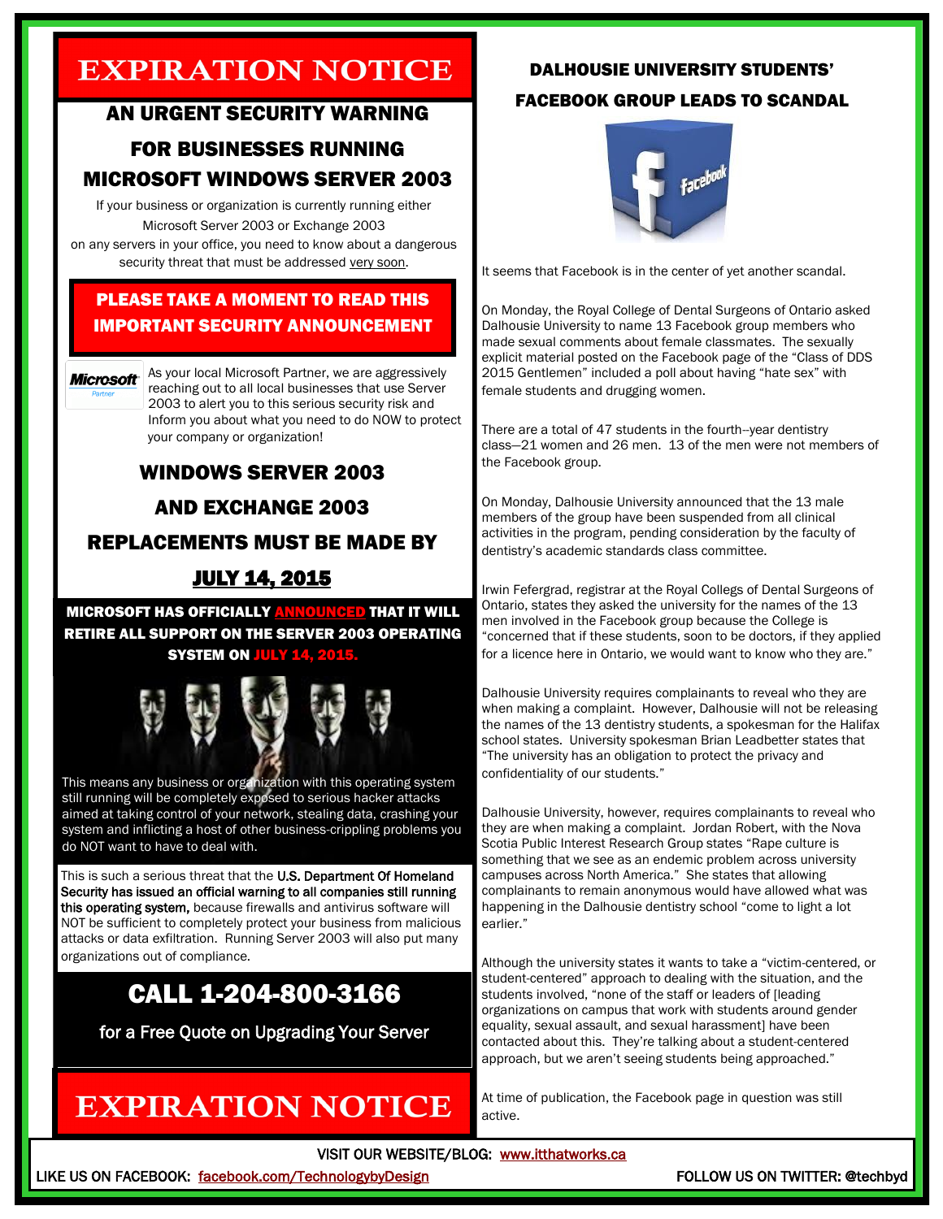# EXPIRATION NOTICE

## AN URGENT SECURITY WARNING FOR BUSINESSES RUNNING MICROSOFT WINDOWS SERVER 2003

If your business or organization is currently running either Microsoft Server 2003 or Exchange 2003 on any servers in your office, you need to know about a dangerous security threat that must be addressed very soon.

**PLEASE TAKE A MOMENT TO READ THIS IMPORTANT SECURITY ANNOUNCEMENT**

As your local Microsoft Partner, we are aggressively reaching out to all local businesses that use Server 2003 to alert you to this serious security risk and Inform you about what you need to do NOW to protect your company or organization!

## WINDOWS SERVER 2003 AND EXCHANGE 2003 REPLACEMENTS MUST BE MADE BY JULY 14, 2015

**MICROSOFT HAS OFFICIALLY ANNOUNCED THAT IT WILL RETIRE ALL SUPPORT ON THE SERVER 2003 OPERATING SYSTEM ON JULY 14, 2015.**

This means any business or organization with this operating system still running will be completely exposed to serious hacker attacks aimed at taking control of your network, stealing data, crashing your system and inflicting a host of other business-crippling problems you do NOT want to have to deal with.

This is such a serious threat that the **U.S. Department Of Homeland Security has issued an official warning to all companies still running this operating system,** because firewalls and antivirus software will NOT be sufficient to completely protect your business from malicious attacks or data exfiltration. Running Server 2003 will also put many organizations out of compliance.

## CALL 1-204-800-3166

for a Free Quote on Upgrading Your Server

# EXPIRATION NOTICE

## DALHOUSIE UNIVERSITY STUDENTS' FACEBOOK GROUP LEADS TO SCANDAL

It seems that Facebook is in the center of yet another scandal.

On Monday, the Royal College of Dental Surgeons of Ontario asked Dalhousie University to name 13 Facebook group members who made sexual comments about female classmates. The sexually explicit material posted on the Facebook page of the "Class of DDS 2015 Gentlemen" included a poll about having "hate sex" with female students and drugging women.

There are a total of 47 students in the fourth--year dentistry class—21 women and 26 men. 13 of the men were not members of the Facebook group.

On Monday, Dalhousie University announced that the 13 male members of the group have been suspended from all clinical activities in the program, pending consideration by the faculty of dentistry's academic standards class committee.

Irwin Fefergrad, registrar at the Royal Collegs of Dental Surgeons of Ontario, states they asked the university for the names of the 13 men involved in the Facebook group because the College is "concerned that if these students, soon to be doctors, if they applied for a licence here in Ontario, we would want to know who they are."

Dalhousie University requires complainants to reveal who they are when making a complaint. However, Dalhousie will not be releasing the names of the 13 dentistry students, a spokesman for the Halifax school states. University spokesman Brian Leadbetter states that "The university has an obligation to protect the privacy and confidentiality of our students."

Dalhousie University, however, requires complainants to reveal who they are when making a complaint. Jordan Robert, with the Nova Scotia Public Interest Research Group states "Rape culture is something that we see as an endemic problem across university campuses across North America." She states that allowing complainants to remain anonymous would have allowed what was happening in the Dalhousie dentistry school "come to light a lot earlier."

Although the university states it wants to take a "victim-centered, or student-centered" approach to dealing with the situation, and the students involved, "none of the staff or leaders of [leading organizations on campus that work with students around gender equality, sexual assault, and sexual harassment] have been contacted about this. They're talking about a student-centered approach, but we aren't seeing students being approached."

At time of publication, the Facebook page in question was still active.

VISIT OUR WEBSITE/BLOG: www.itthatworks.ca

LIKE US ON FACEBOOK: facebook.com/TechnologybyDesign

FOLLOW US ON TWITTER: @techbyd